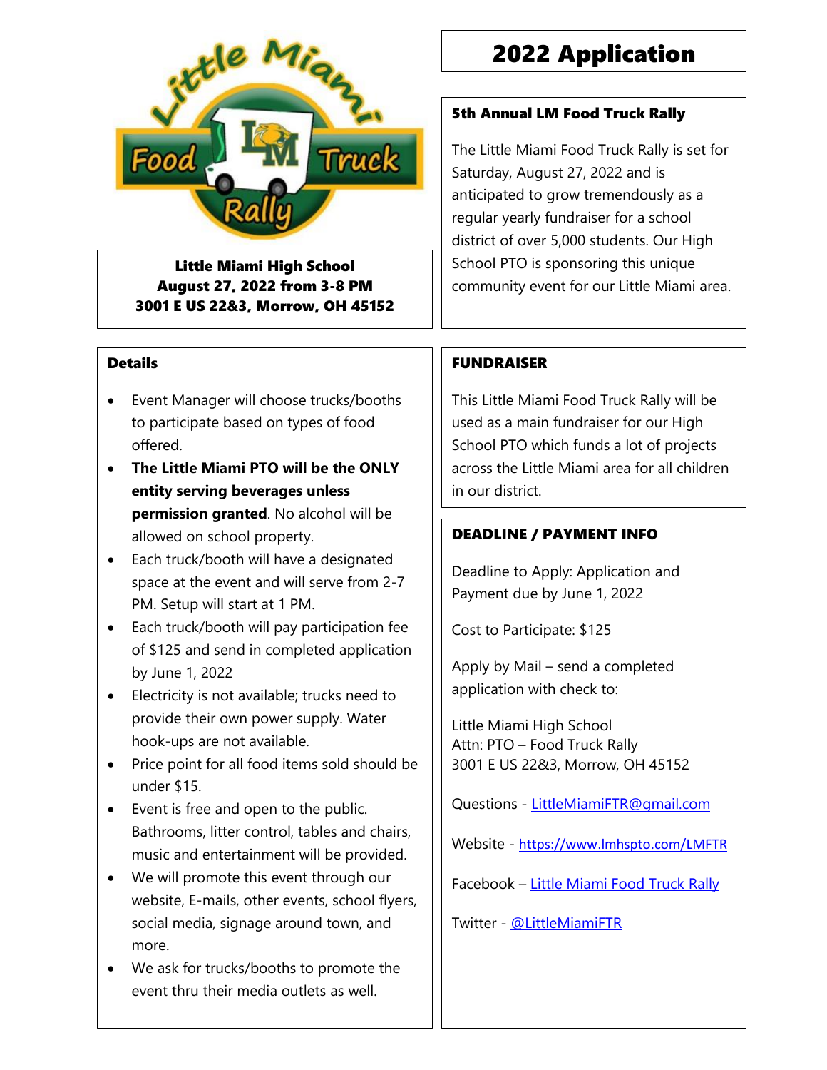# 2022 Application

**Little Miami High School**
**August 27, 2022 from 3-8 PM**
**3001 E US 22&3, Morrow, OH 45152**

### 5th Annual LM Food Truck Rally

The Little Miami Food Truck Rally is set for Saturday, August 27, 2022 and is anticipated to grow tremendously as a regular yearly fundraiser for a school district of over 5,000 students. Our High School PTO is sponsoring this unique community event for our Little Miami area.

### Details

- Event Manager will choose trucks/booths to participate based on types of food offered.
- **The Little Miami PTO will be the ONLY entity serving beverages unless permission granted**. No alcohol will be allowed on school property.
- Each truck/booth will have a designated space at the event and will serve from 2-7 PM. Setup will start at 1 PM.
- Each truck/booth will pay participation fee of $125 and send in completed application by June 1, 2022
- Electricity is not available; trucks need to provide their own power supply. Water hook-ups are not available.
- Price point for all food items sold should be under $15.
- Event is free and open to the public. Bathrooms, litter control, tables and chairs, music and entertainment will be provided.
- We will promote this event through our website, E-mails, other events, school flyers, social media, signage around town, and more.
- We ask for trucks/booths to promote the event thru their media outlets as well.

### FUNDRAISER

This Little Miami Food Truck Rally will be used as a main fundraiser for our High School PTO which funds a lot of projects across the Little Miami area for all children in our district.

### DEADLINE / PAYMENT INFO

Deadline to Apply: Application and Payment due by June 1, 2022

Cost to Participate: $125

Apply by Mail – send a completed application with check to:

Little Miami High School
Attn: PTO – Food Truck Rally
3001 E US 22&3, Morrow, OH 45152

Questions - LittleMiamiFTR@gmail.com

Website - https://www.lmhspto.com/LMFTR

Facebook – Little Miami Food Truck Rally

Twitter - @LittleMiamiFTR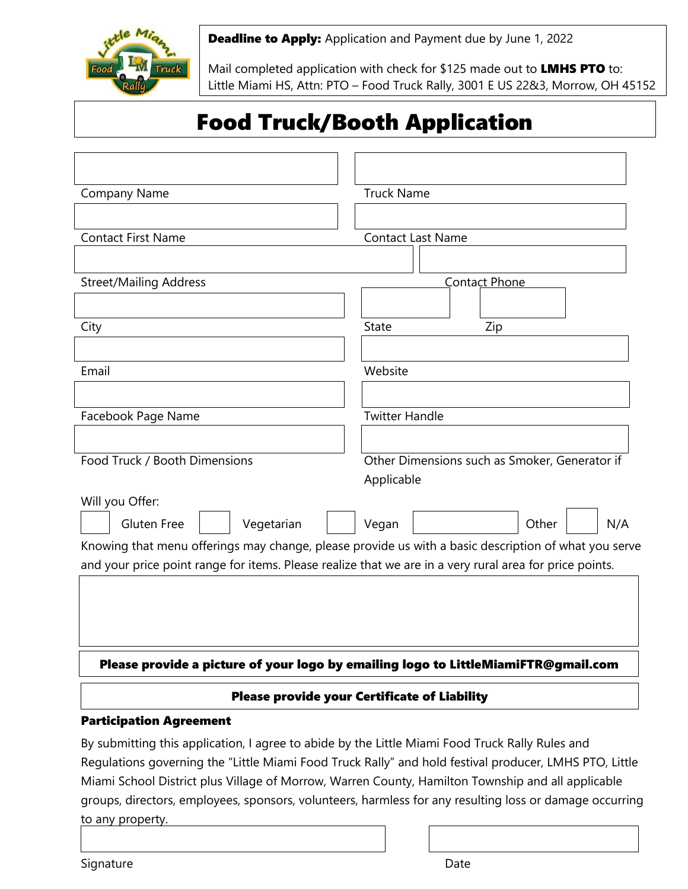**Deadline to Apply:** Application and Payment due by June 1, 2022

Mail completed application with check for $125 made out to **LMHS PTO** to:
Little Miami HS, Attn: PTO – Food Truck Rally, 3001 E US 22&3, Morrow, OH 45152

# Food Truck/Booth Application

Company Name

Truck Name

Contact First Name

Contact Last Name

Street/Mailing Address

Contact Phone

City

State

Zip

Email

Website

Facebook Page Name

Twitter Handle

Food Truck / Booth Dimensions

Other Dimensions such as Smoker, Generator if Applicable

Will you Offer:

☐ Gluten Free ☐ Vegetarian ☐ Vegan ☐ Other ☐ N/A

Knowing that menu offerings may change, please provide us with a basic description of what you serve and your price point range for items. Please realize that we are in a very rural area for price points.

**Please provide a picture of your logo by emailing logo to LittleMiamiFTR@gmail.com**

**Please provide your Certificate of Liability**

**Participation Agreement**

By submitting this application, I agree to abide by the Little Miami Food Truck Rally Rules and Regulations governing the "Little Miami Food Truck Rally" and hold festival producer, LMHS PTO, Little Miami School District plus Village of Morrow, Warren County, Hamilton Township and all applicable groups, directors, employees, sponsors, volunteers, harmless for any resulting loss or damage occurring to any property.

Signature

Date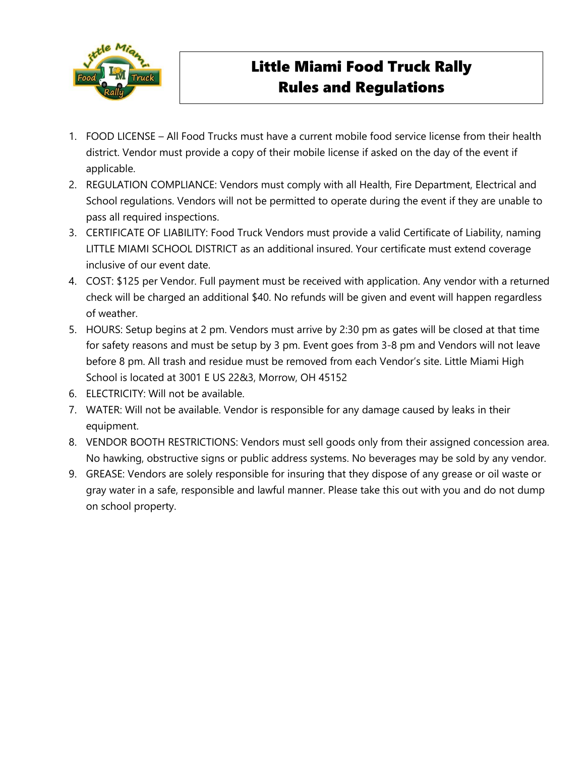# Little Miami Food Truck Rally
# Rules and Regulations

1. FOOD LICENSE – All Food Trucks must have a current mobile food service license from their health district. Vendor must provide a copy of their mobile license if asked on the day of the event if applicable.
2. REGULATION COMPLIANCE: Vendors must comply with all Health, Fire Department, Electrical and School regulations. Vendors will not be permitted to operate during the event if they are unable to pass all required inspections.
3. CERTIFICATE OF LIABILITY: Food Truck Vendors must provide a valid Certificate of Liability, naming LITTLE MIAMI SCHOOL DISTRICT as an additional insured. Your certificate must extend coverage inclusive of our event date.
4. COST: $125 per Vendor. Full payment must be received with application. Any vendor with a returned check will be charged an additional $40. No refunds will be given and event will happen regardless of weather.
5. HOURS: Setup begins at 2 pm. Vendors must arrive by 2:30 pm as gates will be closed at that time for safety reasons and must be setup by 3 pm. Event goes from 3-8 pm and Vendors will not leave before 8 pm. All trash and residue must be removed from each Vendor's site. Little Miami High School is located at 3001 E US 22&3, Morrow, OH 45152
6. ELECTRICITY: Will not be available.
7. WATER: Will not be available. Vendor is responsible for any damage caused by leaks in their equipment.
8. VENDOR BOOTH RESTRICTIONS: Vendors must sell goods only from their assigned concession area. No hawking, obstructive signs or public address systems. No beverages may be sold by any vendor.
9. GREASE: Vendors are solely responsible for insuring that they dispose of any grease or oil waste or gray water in a safe, responsible and lawful manner. Please take this out with you and do not dump on school property.